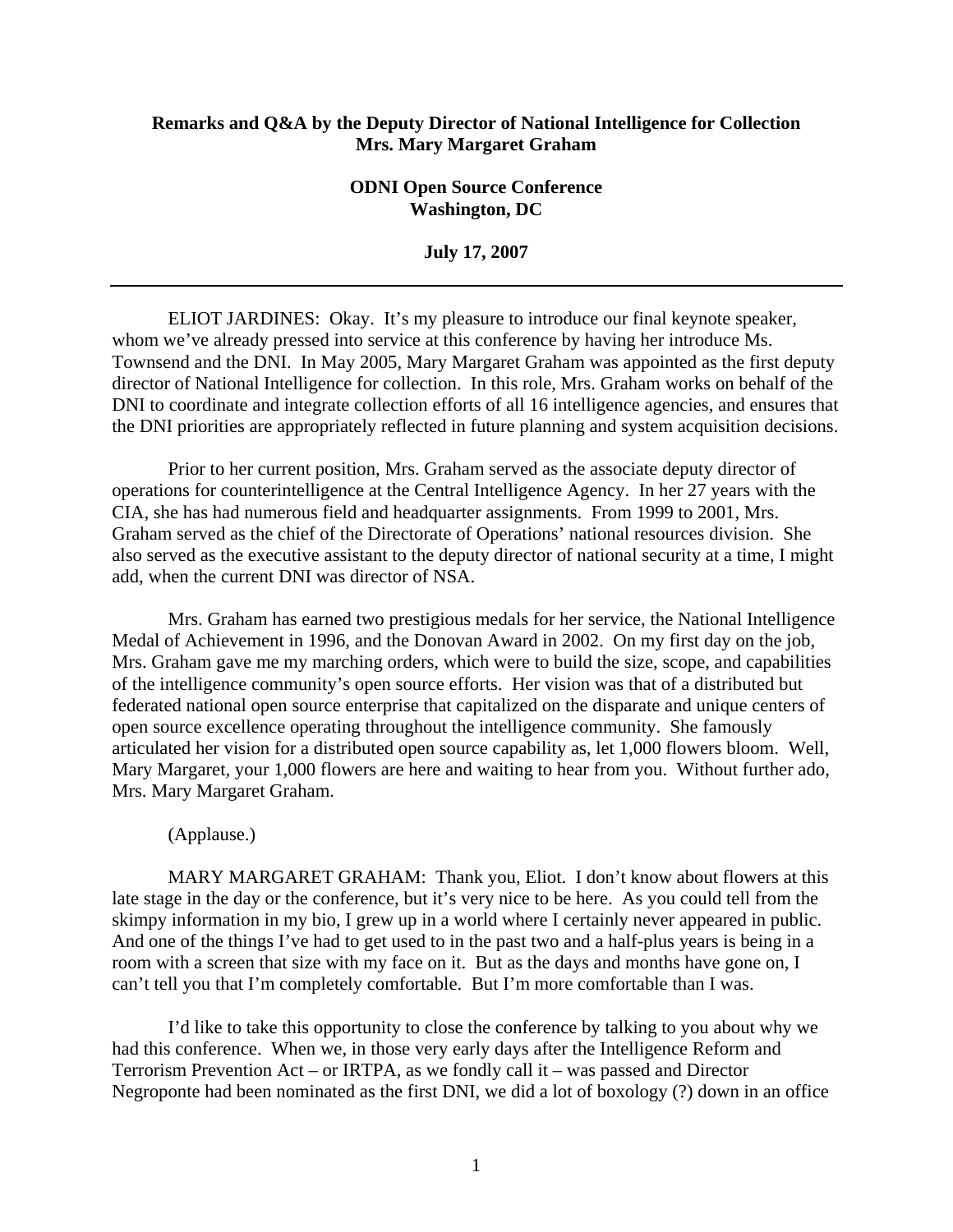**Remarks and Q&A by the Deputy Director of National Intelligence for Collection Mrs. Mary Margaret Graham**

**ODNI Open Source Conference Washington, DC**

**July 17, 2007**

---

ELIOT JARDINES: Okay. It's my pleasure to introduce our final keynote speaker, whom we've already pressed into service at this conference by having her introduce Ms. Townsend and the DNI. In May 2005, Mary Margaret Graham was appointed as the first deputy director of National Intelligence for collection. In this role, Mrs. Graham works on behalf of the DNI to coordinate and integrate collection efforts of all 16 intelligence agencies, and ensures that the DNI priorities are appropriately reflected in future planning and system acquisition decisions.

Prior to her current position, Mrs. Graham served as the associate deputy director of operations for counterintelligence at the Central Intelligence Agency. In her 27 years with the CIA, she has had numerous field and headquarter assignments. From 1999 to 2001, Mrs. Graham served as the chief of the Directorate of Operations' national resources division. She also served as the executive assistant to the deputy director of national security at a time, I might add, when the current DNI was director of NSA.

Mrs. Graham has earned two prestigious medals for her service, the National Intelligence Medal of Achievement in 1996, and the Donovan Award in 2002. On my first day on the job, Mrs. Graham gave me my marching orders, which were to build the size, scope, and capabilities of the intelligence community's open source efforts. Her vision was that of a distributed but federated national open source enterprise that capitalized on the disparate and unique centers of open source excellence operating throughout the intelligence community. She famously articulated her vision for a distributed open source capability as, let 1,000 flowers bloom. Well, Mary Margaret, your 1,000 flowers are here and waiting to hear from you. Without further ado, Mrs. Mary Margaret Graham.

(Applause.)

MARY MARGARET GRAHAM: Thank you, Eliot. I don't know about flowers at this late stage in the day or the conference, but it's very nice to be here. As you could tell from the skimpy information in my bio, I grew up in a world where I certainly never appeared in public. And one of the things I've had to get used to in the past two and a half-plus years is being in a room with a screen that size with my face on it. But as the days and months have gone on, I can't tell you that I'm completely comfortable. But I'm more comfortable than I was.

I'd like to take this opportunity to close the conference by talking to you about why we had this conference. When we, in those very early days after the Intelligence Reform and Terrorism Prevention Act – or IRTPA, as we fondly call it – was passed and Director Negroponte had been nominated as the first DNI, we did a lot of boxology (?) down in an office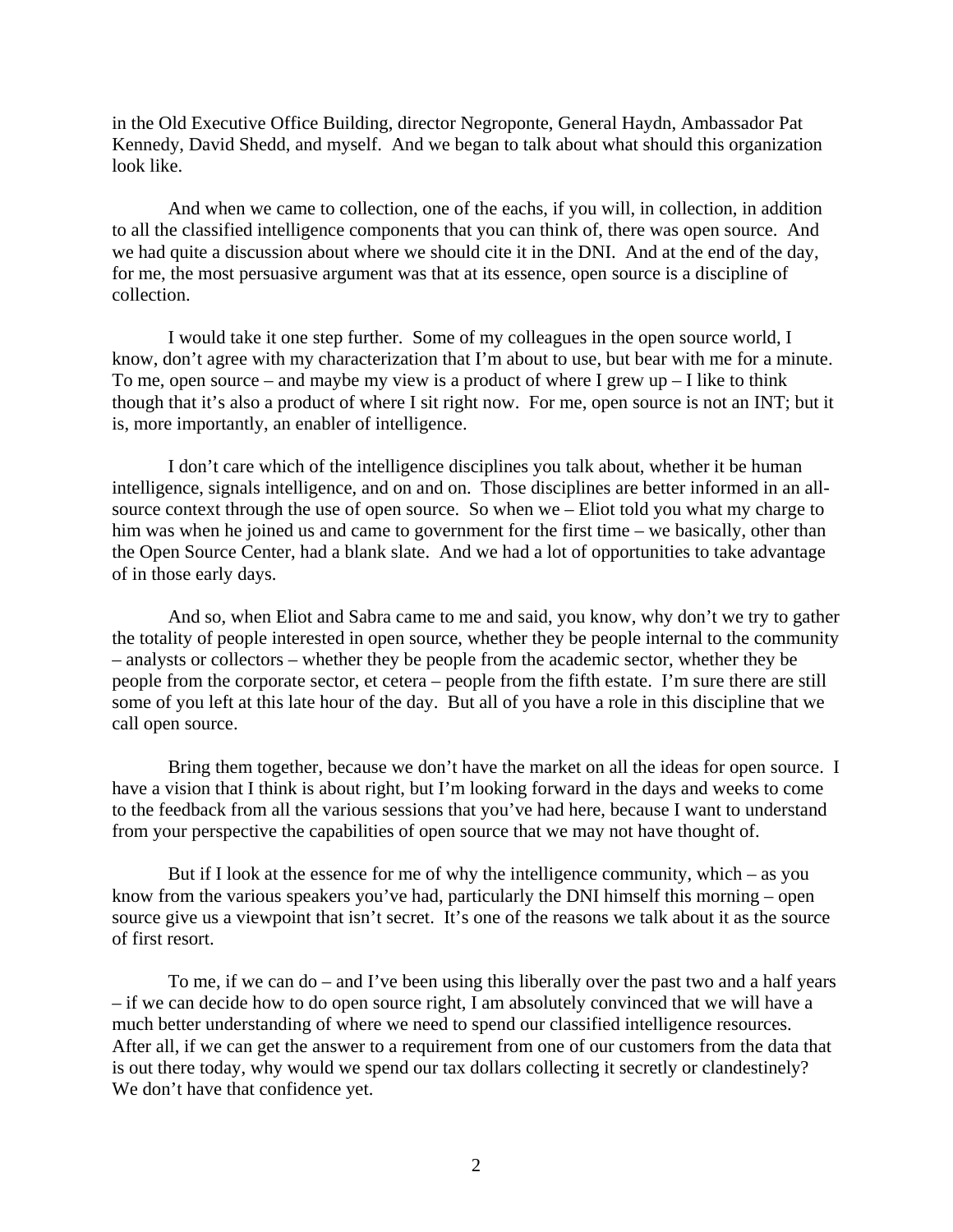in the Old Executive Office Building, director Negroponte, General Haydn, Ambassador Pat Kennedy, David Shedd, and myself. And we began to talk about what should this organization look like.

And when we came to collection, one of the eachs, if you will, in collection, in addition to all the classified intelligence components that you can think of, there was open source. And we had quite a discussion about where we should cite it in the DNI. And at the end of the day, for me, the most persuasive argument was that at its essence, open source is a discipline of collection.

I would take it one step further. Some of my colleagues in the open source world, I know, don't agree with my characterization that I'm about to use, but bear with me for a minute. To me, open source – and maybe my view is a product of where I grew up – I like to think though that it's also a product of where I sit right now. For me, open source is not an INT; but it is, more importantly, an enabler of intelligence.

I don't care which of the intelligence disciplines you talk about, whether it be human intelligence, signals intelligence, and on and on. Those disciplines are better informed in an all-source context through the use of open source. So when we – Eliot told you what my charge to him was when he joined us and came to government for the first time – we basically, other than the Open Source Center, had a blank slate. And we had a lot of opportunities to take advantage of in those early days.

And so, when Eliot and Sabra came to me and said, you know, why don't we try to gather the totality of people interested in open source, whether they be people internal to the community – analysts or collectors – whether they be people from the academic sector, whether they be people from the corporate sector, et cetera – people from the fifth estate. I'm sure there are still some of you left at this late hour of the day. But all of you have a role in this discipline that we call open source.

Bring them together, because we don't have the market on all the ideas for open source. I have a vision that I think is about right, but I'm looking forward in the days and weeks to come to the feedback from all the various sessions that you've had here, because I want to understand from your perspective the capabilities of open source that we may not have thought of.

But if I look at the essence for me of why the intelligence community, which – as you know from the various speakers you've had, particularly the DNI himself this morning – open source give us a viewpoint that isn't secret. It's one of the reasons we talk about it as the source of first resort.

To me, if we can do – and I've been using this liberally over the past two and a half years – if we can decide how to do open source right, I am absolutely convinced that we will have a much better understanding of where we need to spend our classified intelligence resources. After all, if we can get the answer to a requirement from one of our customers from the data that is out there today, why would we spend our tax dollars collecting it secretly or clandestinely? We don't have that confidence yet.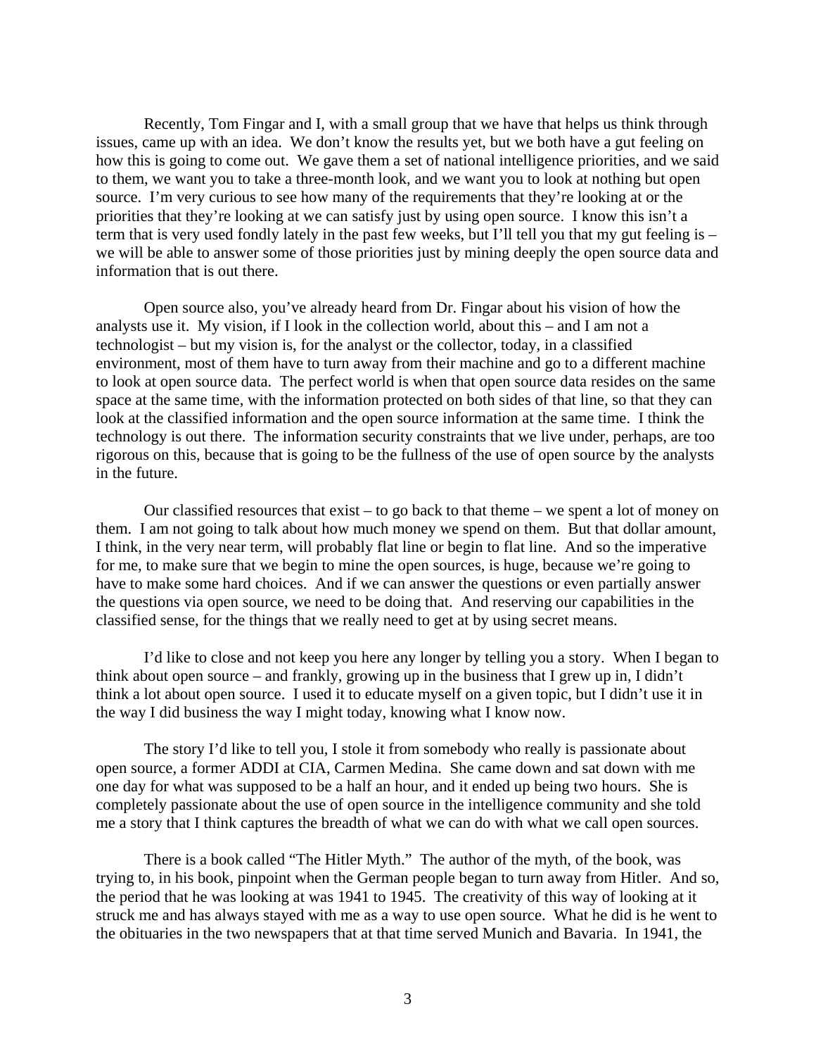Recently, Tom Fingar and I, with a small group that we have that helps us think through issues, came up with an idea. We don't know the results yet, but we both have a gut feeling on how this is going to come out. We gave them a set of national intelligence priorities, and we said to them, we want you to take a three-month look, and we want you to look at nothing but open source. I'm very curious to see how many of the requirements that they're looking at or the priorities that they're looking at we can satisfy just by using open source. I know this isn't a term that is very used fondly lately in the past few weeks, but I'll tell you that my gut feeling is – we will be able to answer some of those priorities just by mining deeply the open source data and information that is out there.

Open source also, you've already heard from Dr. Fingar about his vision of how the analysts use it. My vision, if I look in the collection world, about this – and I am not a technologist – but my vision is, for the analyst or the collector, today, in a classified environment, most of them have to turn away from their machine and go to a different machine to look at open source data. The perfect world is when that open source data resides on the same space at the same time, with the information protected on both sides of that line, so that they can look at the classified information and the open source information at the same time. I think the technology is out there. The information security constraints that we live under, perhaps, are too rigorous on this, because that is going to be the fullness of the use of open source by the analysts in the future.

Our classified resources that exist – to go back to that theme – we spent a lot of money on them. I am not going to talk about how much money we spend on them. But that dollar amount, I think, in the very near term, will probably flat line or begin to flat line. And so the imperative for me, to make sure that we begin to mine the open sources, is huge, because we're going to have to make some hard choices. And if we can answer the questions or even partially answer the questions via open source, we need to be doing that. And reserving our capabilities in the classified sense, for the things that we really need to get at by using secret means.

I'd like to close and not keep you here any longer by telling you a story. When I began to think about open source – and frankly, growing up in the business that I grew up in, I didn't think a lot about open source. I used it to educate myself on a given topic, but I didn't use it in the way I did business the way I might today, knowing what I know now.

The story I'd like to tell you, I stole it from somebody who really is passionate about open source, a former ADDI at CIA, Carmen Medina. She came down and sat down with me one day for what was supposed to be a half an hour, and it ended up being two hours. She is completely passionate about the use of open source in the intelligence community and she told me a story that I think captures the breadth of what we can do with what we call open sources.

There is a book called "The Hitler Myth." The author of the myth, of the book, was trying to, in his book, pinpoint when the German people began to turn away from Hitler. And so, the period that he was looking at was 1941 to 1945. The creativity of this way of looking at it struck me and has always stayed with me as a way to use open source. What he did is he went to the obituaries in the two newspapers that at that time served Munich and Bavaria. In 1941, the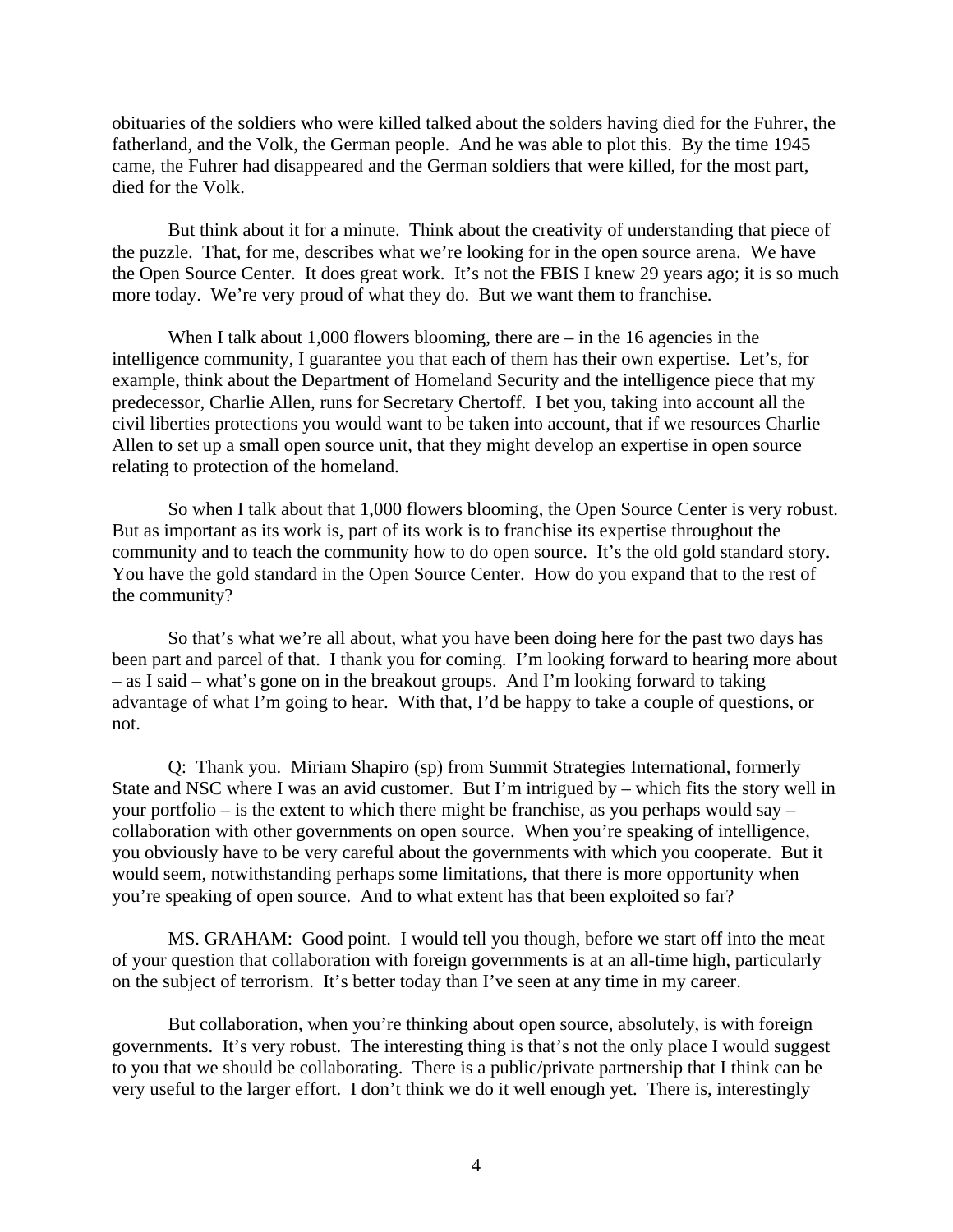obituaries of the soldiers who were killed talked about the solders having died for the Fuhrer, the fatherland, and the Volk, the German people. And he was able to plot this. By the time 1945 came, the Fuhrer had disappeared and the German soldiers that were killed, for the most part, died for the Volk.

But think about it for a minute. Think about the creativity of understanding that piece of the puzzle. That, for me, describes what we're looking for in the open source arena. We have the Open Source Center. It does great work. It's not the FBIS I knew 29 years ago; it is so much more today. We're very proud of what they do. But we want them to franchise.

When I talk about 1,000 flowers blooming, there are – in the 16 agencies in the intelligence community, I guarantee you that each of them has their own expertise. Let's, for example, think about the Department of Homeland Security and the intelligence piece that my predecessor, Charlie Allen, runs for Secretary Chertoff. I bet you, taking into account all the civil liberties protections you would want to be taken into account, that if we resources Charlie Allen to set up a small open source unit, that they might develop an expertise in open source relating to protection of the homeland.

So when I talk about that 1,000 flowers blooming, the Open Source Center is very robust. But as important as its work is, part of its work is to franchise its expertise throughout the community and to teach the community how to do open source. It's the old gold standard story. You have the gold standard in the Open Source Center. How do you expand that to the rest of the community?

So that's what we're all about, what you have been doing here for the past two days has been part and parcel of that. I thank you for coming. I'm looking forward to hearing more about – as I said – what's gone on in the breakout groups. And I'm looking forward to taking advantage of what I'm going to hear. With that, I'd be happy to take a couple of questions, or not.

Q: Thank you. Miriam Shapiro (sp) from Summit Strategies International, formerly State and NSC where I was an avid customer. But I'm intrigued by – which fits the story well in your portfolio – is the extent to which there might be franchise, as you perhaps would say – collaboration with other governments on open source. When you're speaking of intelligence, you obviously have to be very careful about the governments with which you cooperate. But it would seem, notwithstanding perhaps some limitations, that there is more opportunity when you're speaking of open source. And to what extent has that been exploited so far?

MS. GRAHAM: Good point. I would tell you though, before we start off into the meat of your question that collaboration with foreign governments is at an all-time high, particularly on the subject of terrorism. It's better today than I've seen at any time in my career.

But collaboration, when you're thinking about open source, absolutely, is with foreign governments. It's very robust. The interesting thing is that's not the only place I would suggest to you that we should be collaborating. There is a public/private partnership that I think can be very useful to the larger effort. I don't think we do it well enough yet. There is, interestingly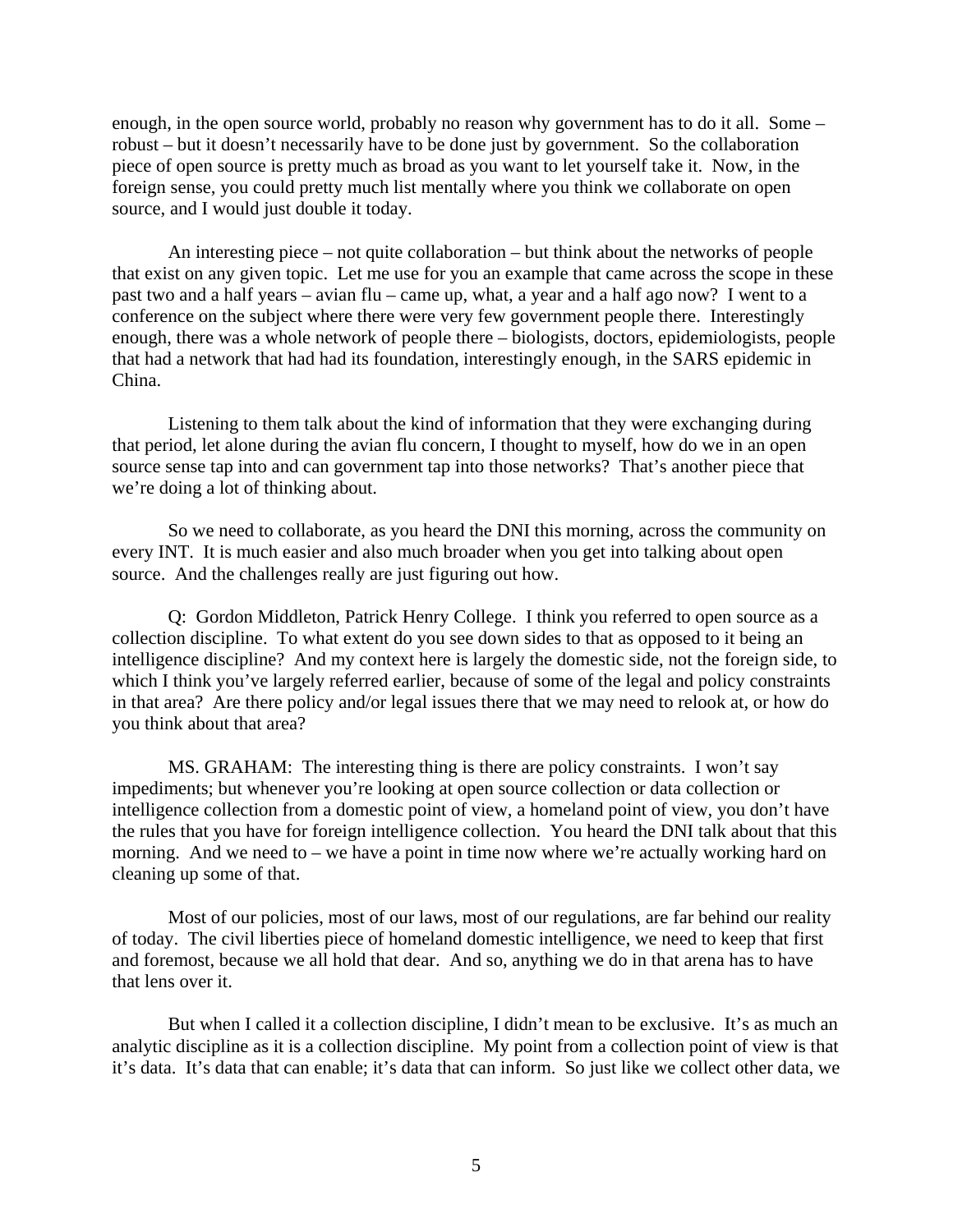enough, in the open source world, probably no reason why government has to do it all. Some – robust – but it doesn't necessarily have to be done just by government. So the collaboration piece of open source is pretty much as broad as you want to let yourself take it. Now, in the foreign sense, you could pretty much list mentally where you think we collaborate on open source, and I would just double it today.

An interesting piece – not quite collaboration – but think about the networks of people that exist on any given topic. Let me use for you an example that came across the scope in these past two and a half years – avian flu – came up, what, a year and a half ago now? I went to a conference on the subject where there were very few government people there. Interestingly enough, there was a whole network of people there – biologists, doctors, epidemiologists, people that had a network that had had its foundation, interestingly enough, in the SARS epidemic in China.

Listening to them talk about the kind of information that they were exchanging during that period, let alone during the avian flu concern, I thought to myself, how do we in an open source sense tap into and can government tap into those networks? That's another piece that we're doing a lot of thinking about.

So we need to collaborate, as you heard the DNI this morning, across the community on every INT. It is much easier and also much broader when you get into talking about open source. And the challenges really are just figuring out how.

Q: Gordon Middleton, Patrick Henry College. I think you referred to open source as a collection discipline. To what extent do you see down sides to that as opposed to it being an intelligence discipline? And my context here is largely the domestic side, not the foreign side, to which I think you've largely referred earlier, because of some of the legal and policy constraints in that area? Are there policy and/or legal issues there that we may need to relook at, or how do you think about that area?

MS. GRAHAM: The interesting thing is there are policy constraints. I won't say impediments; but whenever you're looking at open source collection or data collection or intelligence collection from a domestic point of view, a homeland point of view, you don't have the rules that you have for foreign intelligence collection. You heard the DNI talk about that this morning. And we need to – we have a point in time now where we're actually working hard on cleaning up some of that.

Most of our policies, most of our laws, most of our regulations, are far behind our reality of today. The civil liberties piece of homeland domestic intelligence, we need to keep that first and foremost, because we all hold that dear. And so, anything we do in that arena has to have that lens over it.

But when I called it a collection discipline, I didn't mean to be exclusive. It's as much an analytic discipline as it is a collection discipline. My point from a collection point of view is that it's data. It's data that can enable; it's data that can inform. So just like we collect other data, we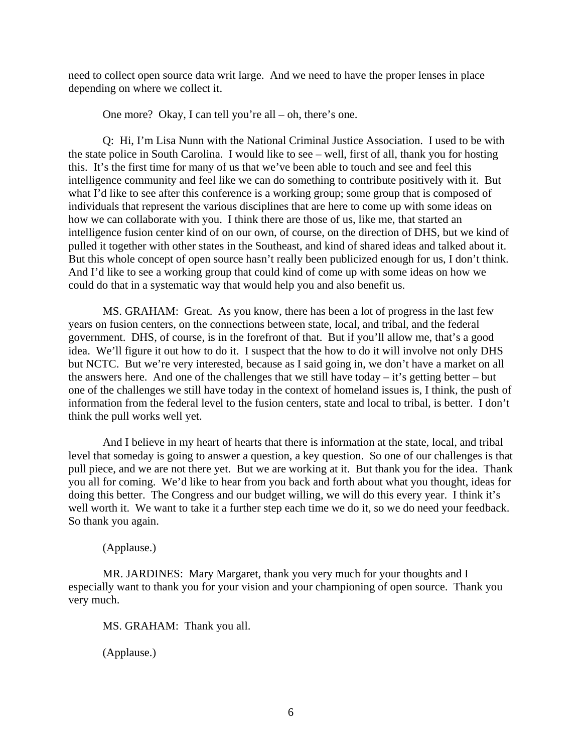need to collect open source data writ large. And we need to have the proper lenses in place depending on where we collect it.

One more? Okay, I can tell you're all – oh, there's one.

Q: Hi, I'm Lisa Nunn with the National Criminal Justice Association. I used to be with the state police in South Carolina. I would like to see – well, first of all, thank you for hosting this. It's the first time for many of us that we've been able to touch and see and feel this intelligence community and feel like we can do something to contribute positively with it. But what I'd like to see after this conference is a working group; some group that is composed of individuals that represent the various disciplines that are here to come up with some ideas on how we can collaborate with you. I think there are those of us, like me, that started an intelligence fusion center kind of on our own, of course, on the direction of DHS, but we kind of pulled it together with other states in the Southeast, and kind of shared ideas and talked about it. But this whole concept of open source hasn't really been publicized enough for us, I don't think. And I'd like to see a working group that could kind of come up with some ideas on how we could do that in a systematic way that would help you and also benefit us.

MS. GRAHAM: Great. As you know, there has been a lot of progress in the last few years on fusion centers, on the connections between state, local, and tribal, and the federal government. DHS, of course, is in the forefront of that. But if you'll allow me, that's a good idea. We'll figure it out how to do it. I suspect that the how to do it will involve not only DHS but NCTC. But we're very interested, because as I said going in, we don't have a market on all the answers here. And one of the challenges that we still have today – it's getting better – but one of the challenges we still have today in the context of homeland issues is, I think, the push of information from the federal level to the fusion centers, state and local to tribal, is better. I don't think the pull works well yet.

And I believe in my heart of hearts that there is information at the state, local, and tribal level that someday is going to answer a question, a key question. So one of our challenges is that pull piece, and we are not there yet. But we are working at it. But thank you for the idea. Thank you all for coming. We'd like to hear from you back and forth about what you thought, ideas for doing this better. The Congress and our budget willing, we will do this every year. I think it's well worth it. We want to take it a further step each time we do it, so we do need your feedback. So thank you again.

(Applause.)

MR. JARDINES: Mary Margaret, thank you very much for your thoughts and I especially want to thank you for your vision and your championing of open source. Thank you very much.

MS. GRAHAM: Thank you all.

(Applause.)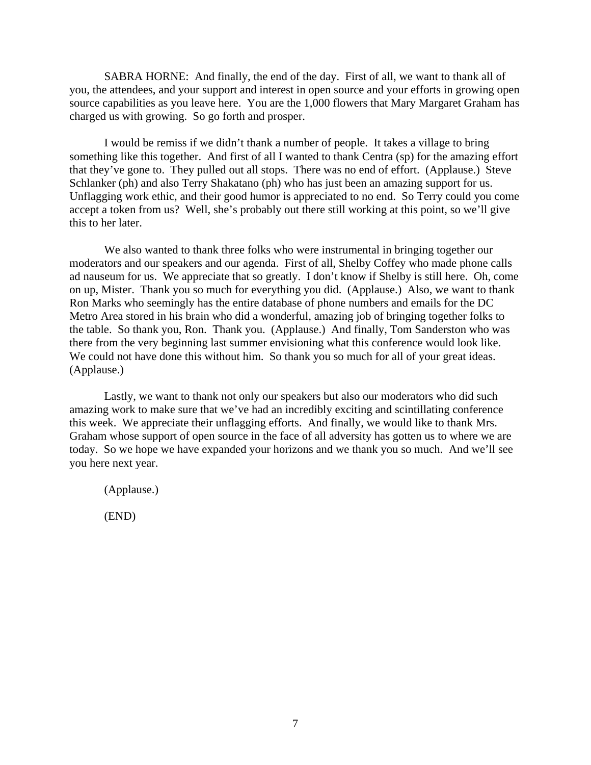SABRA HORNE: And finally, the end of the day. First of all, we want to thank all of you, the attendees, and your support and interest in open source and your efforts in growing open source capabilities as you leave here. You are the 1,000 flowers that Mary Margaret Graham has charged us with growing. So go forth and prosper.

I would be remiss if we didn't thank a number of people. It takes a village to bring something like this together. And first of all I wanted to thank Centra (sp) for the amazing effort that they've gone to. They pulled out all stops. There was no end of effort. (Applause.) Steve Schlanker (ph) and also Terry Shakatano (ph) who has just been an amazing support for us. Unflagging work ethic, and their good humor is appreciated to no end. So Terry could you come accept a token from us? Well, she's probably out there still working at this point, so we'll give this to her later.

We also wanted to thank three folks who were instrumental in bringing together our moderators and our speakers and our agenda. First of all, Shelby Coffey who made phone calls ad nauseum for us. We appreciate that so greatly. I don't know if Shelby is still here. Oh, come on up, Mister. Thank you so much for everything you did. (Applause.) Also, we want to thank Ron Marks who seemingly has the entire database of phone numbers and emails for the DC Metro Area stored in his brain who did a wonderful, amazing job of bringing together folks to the table. So thank you, Ron. Thank you. (Applause.) And finally, Tom Sanderston who was there from the very beginning last summer envisioning what this conference would look like. We could not have done this without him. So thank you so much for all of your great ideas. (Applause.)

Lastly, we want to thank not only our speakers but also our moderators who did such amazing work to make sure that we've had an incredibly exciting and scintillating conference this week. We appreciate their unflagging efforts. And finally, we would like to thank Mrs. Graham whose support of open source in the face of all adversity has gotten us to where we are today. So we hope we have expanded your horizons and we thank you so much. And we'll see you here next year.

(Applause.)

(END)